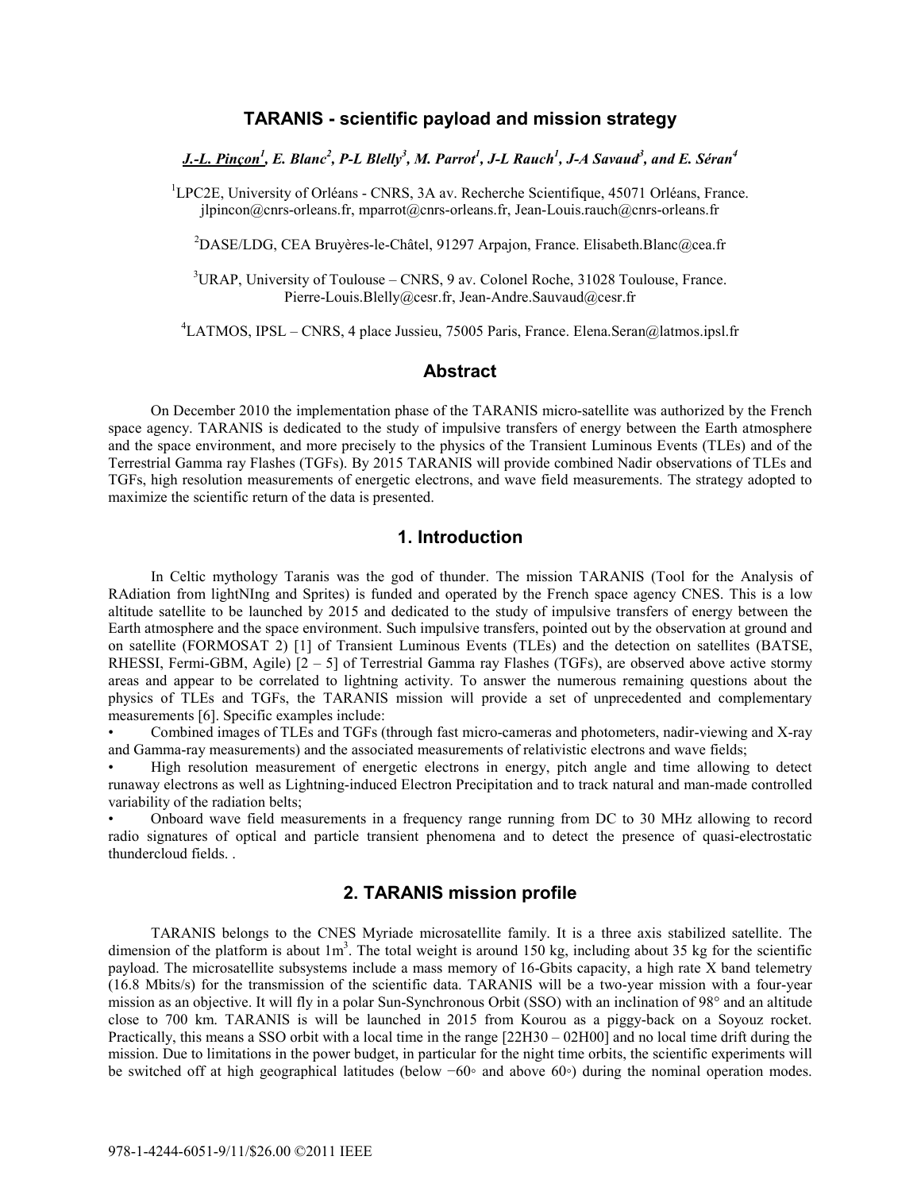# TARANIS - scientific payload and mission strategy

***J.-L. Pinçon[1], E. Blanc[2], P-L Blelly[3], M. Parrot[1], J-L Rauch[1], J-A Savaud[3], and E. Séran[4]***

[1]LPC2E, University of Orléans - CNRS, 3A av. Recherche Scientifique, 45071 Orléans, France. jlpincon@cnrs-orleans.fr, mparrot@cnrs-orleans.fr, Jean-Louis.rauch@cnrs-orleans.fr

[2]DASE/LDG, CEA Bruyères-le-Châtel, 91297 Arpajon, France. Elisabeth.Blanc@cea.fr

[3]URAP, University of Toulouse – CNRS, 9 av. Colonel Roche, 31028 Toulouse, France. Pierre-Louis.Blelly@cesr.fr, Jean-Andre.Sauvaud@cesr.fr

[4]LATMOS, IPSL – CNRS, 4 place Jussieu, 75005 Paris, France. Elena.Seran@latmos.ipsl.fr

## Abstract

On December 2010 the implementation phase of the TARANIS micro-satellite was authorized by the French space agency. TARANIS is dedicated to the study of impulsive transfers of energy between the Earth atmosphere and the space environment, and more precisely to the physics of the Transient Luminous Events (TLEs) and of the Terrestrial Gamma ray Flashes (TGFs). By 2015 TARANIS will provide combined Nadir observations of TLEs and TGFs, high resolution measurements of energetic electrons, and wave field measurements. The strategy adopted to maximize the scientific return of the data is presented.

## 1. Introduction

In Celtic mythology Taranis was the god of thunder. The mission TARANIS (Tool for the Analysis of RAdiation from lightNIng and Sprites) is funded and operated by the French space agency CNES. This is a low altitude satellite to be launched by 2015 and dedicated to the study of impulsive transfers of energy between the Earth atmosphere and the space environment. Such impulsive transfers, pointed out by the observation at ground and on satellite (FORMOSAT 2) [1] of Transient Luminous Events (TLEs) and the detection on satellites (BATSE, RHESSI, Fermi-GBM, Agile) [2 – 5] of Terrestrial Gamma ray Flashes (TGFs), are observed above active stormy areas and appear to be correlated to lightning activity. To answer the numerous remaining questions about the physics of TLEs and TGFs, the TARANIS mission will provide a set of unprecedented and complementary measurements [6]. Specific examples include:

- Combined images of TLEs and TGFs (through fast micro-cameras and photometers, nadir-viewing and X-ray and Gamma-ray measurements) and the associated measurements of relativistic electrons and wave fields;
- High resolution measurement of energetic electrons in energy, pitch angle and time allowing to detect runaway electrons as well as Lightning-induced Electron Precipitation and to track natural and man-made controlled variability of the radiation belts;
- Onboard wave field measurements in a frequency range running from DC to 30 MHz allowing to record radio signatures of optical and particle transient phenomena and to detect the presence of quasi-electrostatic thundercloud fields. .

## 2. TARANIS mission profile

TARANIS belongs to the CNES Myriade microsatellite family. It is a three axis stabilized satellite. The dimension of the platform is about 1m$^3$. The total weight is around 150 kg, including about 35 kg for the scientific payload. The microsatellite subsystems include a mass memory of 16-Gbits capacity, a high rate X band telemetry (16.8 Mbits/s) for the transmission of the scientific data. TARANIS will be a two-year mission with a four-year mission as an objective. It will fly in a polar Sun-Synchronous Orbit (SSO) with an inclination of 98° and an altitude close to 700 km. TARANIS is will be launched in 2015 from Kourou as a piggy-back on a Soyouz rocket. Practically, this means a SSO orbit with a local time in the range [22H30 – 02H00] and no local time drift during the mission. Due to limitations in the power budget, in particular for the night time orbits, the scientific experiments will be switched off at high geographical latitudes (below −60◦ and above 60◦) during the nominal operation modes.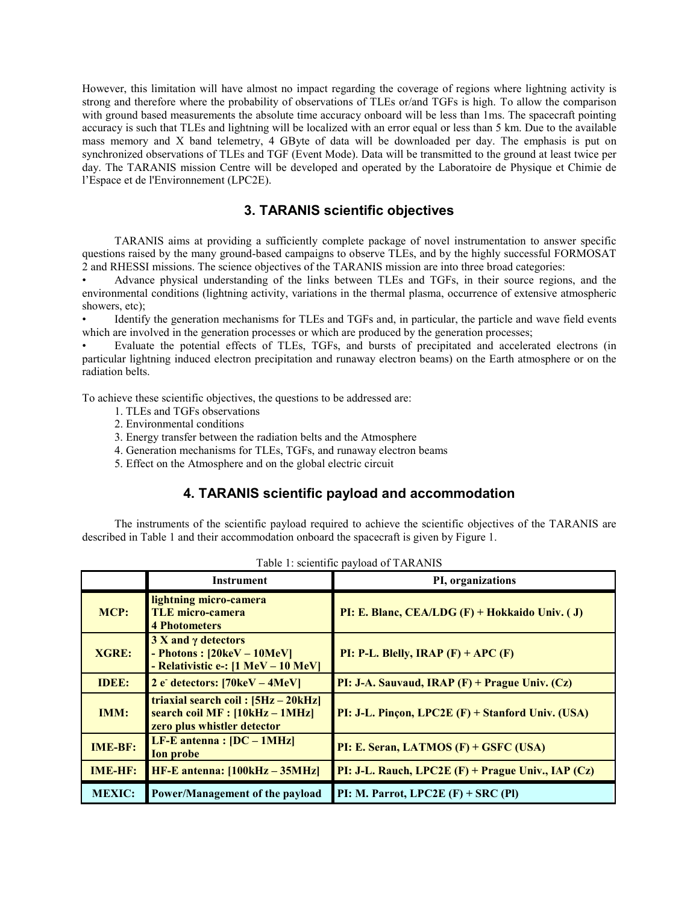However, this limitation will have almost no impact regarding the coverage of regions where lightning activity is strong and therefore where the probability of observations of TLEs or/and TGFs is high. To allow the comparison with ground based measurements the absolute time accuracy onboard will be less than 1ms. The spacecraft pointing accuracy is such that TLEs and lightning will be localized with an error equal or less than 5 km. Due to the available mass memory and X band telemetry, 4 GByte of data will be downloaded per day. The emphasis is put on synchronized observations of TLEs and TGF (Event Mode). Data will be transmitted to the ground at least twice per day. The TARANIS mission Centre will be developed and operated by the Laboratoire de Physique et Chimie de l'Espace et de l'Environnement (LPC2E).

## 3. TARANIS scientific objectives

TARANIS aims at providing a sufficiently complete package of novel instrumentation to answer specific questions raised by the many ground-based campaigns to observe TLEs, and by the highly successful FORMOSAT 2 and RHESSI missions. The science objectives of the TARANIS mission are into three broad categories:

- Advance physical understanding of the links between TLEs and TGFs, in their source regions, and the environmental conditions (lightning activity, variations in the thermal plasma, occurrence of extensive atmospheric showers, etc);
- Identify the generation mechanisms for TLEs and TGFs and, in particular, the particle and wave field events which are involved in the generation processes or which are produced by the generation processes;
- Evaluate the potential effects of TLEs, TGFs, and bursts of precipitated and accelerated electrons (in particular lightning induced electron precipitation and runaway electron beams) on the Earth atmosphere or on the radiation belts.

To achieve these scientific objectives, the questions to be addressed are:

1. TLEs and TGFs observations
2. Environmental conditions
3. Energy transfer between the radiation belts and the Atmosphere
4. Generation mechanisms for TLEs, TGFs, and runaway electron beams
5. Effect on the Atmosphere and on the global electric circuit

## 4. TARANIS scientific payload and accommodation

The instruments of the scientific payload required to achieve the scientific objectives of the TARANIS are described in Table 1 and their accommodation onboard the spacecraft is given by Figure 1.

Table 1: scientific payload of TARANIS

| | Instrument | PI, organizations |
|---|---|---|
| **MCP:** | **lightning micro-camera**<br>**TLE micro-camera**<br>**4 Photometers** | **PI: E. Blanc, CEA/LDG (F) + Hokkaido Univ. ( J)** |
| **XGRE:** | **3 X and γ detectors**<br>**- Photons : [20keV – 10MeV]**<br>**- Relativistic e-: [1 MeV – 10 MeV]** | **PI: P-L. Blelly, IRAP (F) + APC (F)** |
| **IDEE:** | **2 $e^-$ detectors: [70keV – 4MeV]** | **PI: J-A. Sauvaud, IRAP (F) + Prague Univ. (Cz)** |
| **IMM:** | **triaxial search coil : [5Hz – 20kHz]**<br>**search coil MF : [10kHz – 1MHz]**<br>**zero plus whistler detector** | **PI: J-L. Pinçon, LPC2E (F) + Stanford Univ. (USA)** |
| **IME-BF:** | **LF-E antenna : [DC – 1MHz]**<br>**Ion probe** | **PI: E. Seran, LATMOS (F) + GSFC (USA)** |
| **IME-HF:** | **HF-E antenna: [100kHz – 35MHz]** | **PI: J-L. Rauch, LPC2E (F) + Prague Univ., IAP (Cz)** |
| **MEXIC:** | **Power/Management of the payload** | **PI: M. Parrot, LPC2E (F) + SRC (Pl)** |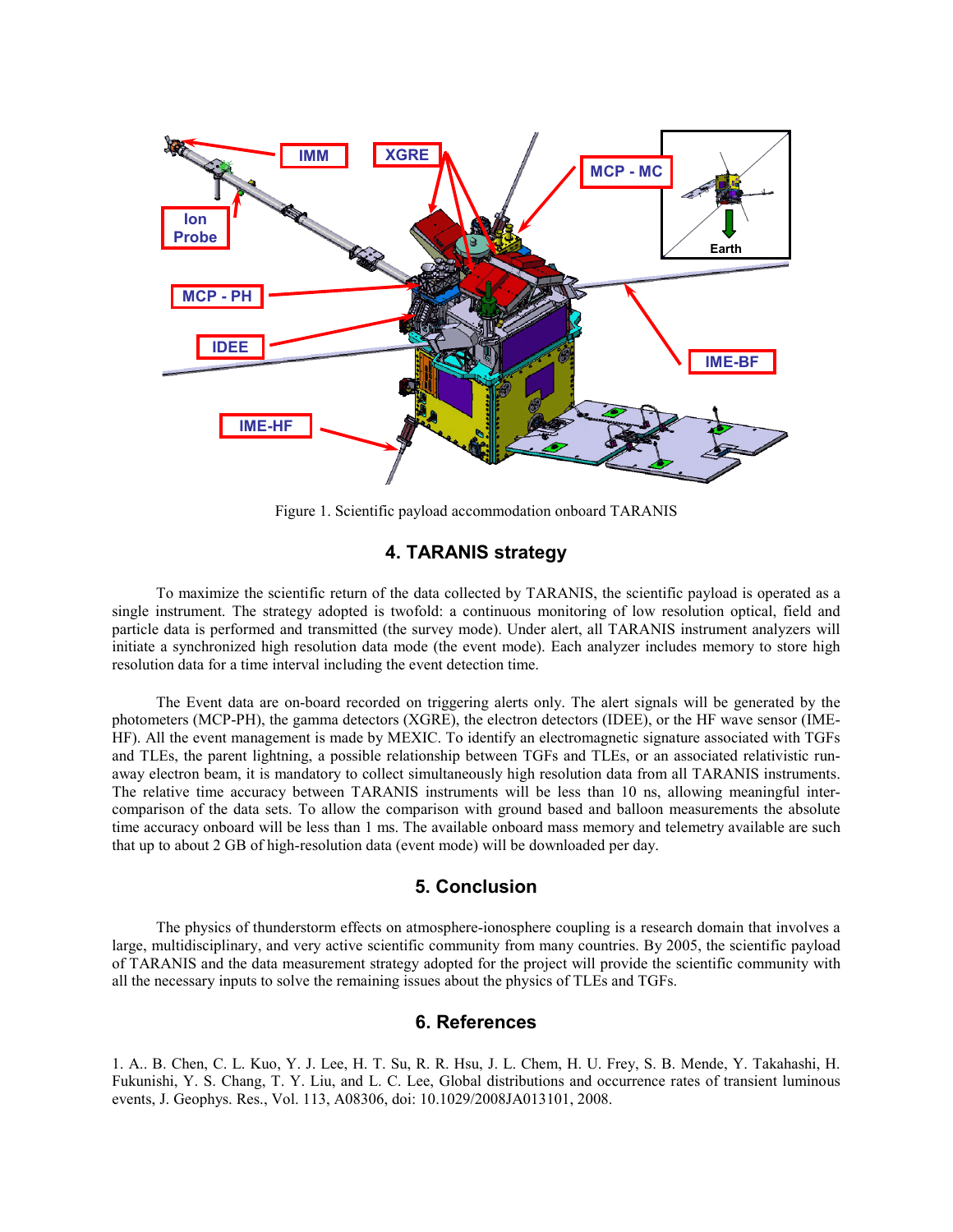Figure 1. Scientific payload accommodation onboard TARANIS

## 4. TARANIS strategy

To maximize the scientific return of the data collected by TARANIS, the scientific payload is operated as a single instrument. The strategy adopted is twofold: a continuous monitoring of low resolution optical, field and particle data is performed and transmitted (the survey mode). Under alert, all TARANIS instrument analyzers will initiate a synchronized high resolution data mode (the event mode). Each analyzer includes memory to store high resolution data for a time interval including the event detection time.

The Event data are on-board recorded on triggering alerts only. The alert signals will be generated by the photometers (MCP-PH), the gamma detectors (XGRE), the electron detectors (IDEE), or the HF wave sensor (IME-HF). All the event management is made by MEXIC. To identify an electromagnetic signature associated with TGFs and TLEs, the parent lightning, a possible relationship between TGFs and TLEs, or an associated relativistic run-away electron beam, it is mandatory to collect simultaneously high resolution data from all TARANIS instruments. The relative time accuracy between TARANIS instruments will be less than 10 ns, allowing meaningful inter-comparison of the data sets. To allow the comparison with ground based and balloon measurements the absolute time accuracy onboard will be less than 1 ms. The available onboard mass memory and telemetry available are such that up to about 2 GB of high-resolution data (event mode) will be downloaded per day.

## 5. Conclusion

The physics of thunderstorm effects on atmosphere-ionosphere coupling is a research domain that involves a large, multidisciplinary, and very active scientific community from many countries. By 2005, the scientific payload of TARANIS and the data measurement strategy adopted for the project will provide the scientific community with all the necessary inputs to solve the remaining issues about the physics of TLEs and TGFs.

## 6. References

1. A.. B. Chen, C. L. Kuo, Y. J. Lee, H. T. Su, R. R. Hsu, J. L. Chem, H. U. Frey, S. B. Mende, Y. Takahashi, H. Fukunishi, Y. S. Chang, T. Y. Liu, and L. C. Lee, Global distributions and occurrence rates of transient luminous events, J. Geophys. Res., Vol. 113, A08306, doi: 10.1029/2008JA013101, 2008.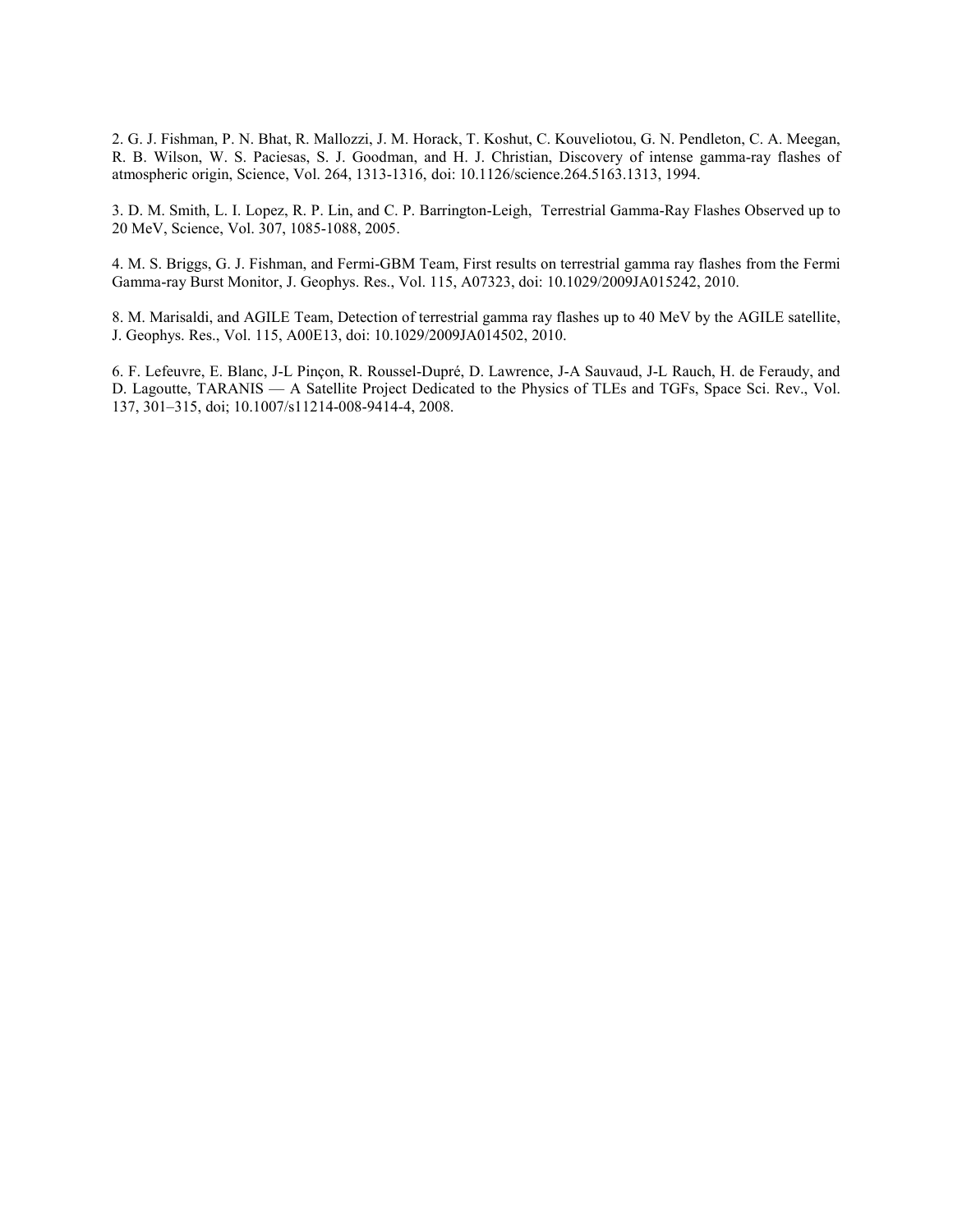2. G. J. Fishman, P. N. Bhat, R. Mallozzi, J. M. Horack, T. Koshut, C. Kouveliotou, G. N. Pendleton, C. A. Meegan, R. B. Wilson, W. S. Paciesas, S. J. Goodman, and H. J. Christian, Discovery of intense gamma-ray flashes of atmospheric origin, Science, Vol. 264, 1313-1316, doi: 10.1126/science.264.5163.1313, 1994.

3. D. M. Smith, L. I. Lopez, R. P. Lin, and C. P. Barrington-Leigh, Terrestrial Gamma-Ray Flashes Observed up to 20 MeV, Science, Vol. 307, 1085-1088, 2005.

4. M. S. Briggs, G. J. Fishman, and Fermi-GBM Team, First results on terrestrial gamma ray flashes from the Fermi Gamma-ray Burst Monitor, J. Geophys. Res., Vol. 115, A07323, doi: 10.1029/2009JA015242, 2010.

8. M. Marisaldi, and AGILE Team, Detection of terrestrial gamma ray flashes up to 40 MeV by the AGILE satellite, J. Geophys. Res., Vol. 115, A00E13, doi: 10.1029/2009JA014502, 2010.

6. F. Lefeuvre, E. Blanc, J-L Pinçon, R. Roussel-Dupré, D. Lawrence, J-A Sauvaud, J-L Rauch, H. de Feraudy, and D. Lagoutte, TARANIS — A Satellite Project Dedicated to the Physics of TLEs and TGFs, Space Sci. Rev., Vol. 137, 301–315, doi; 10.1007/s11214-008-9414-4, 2008.